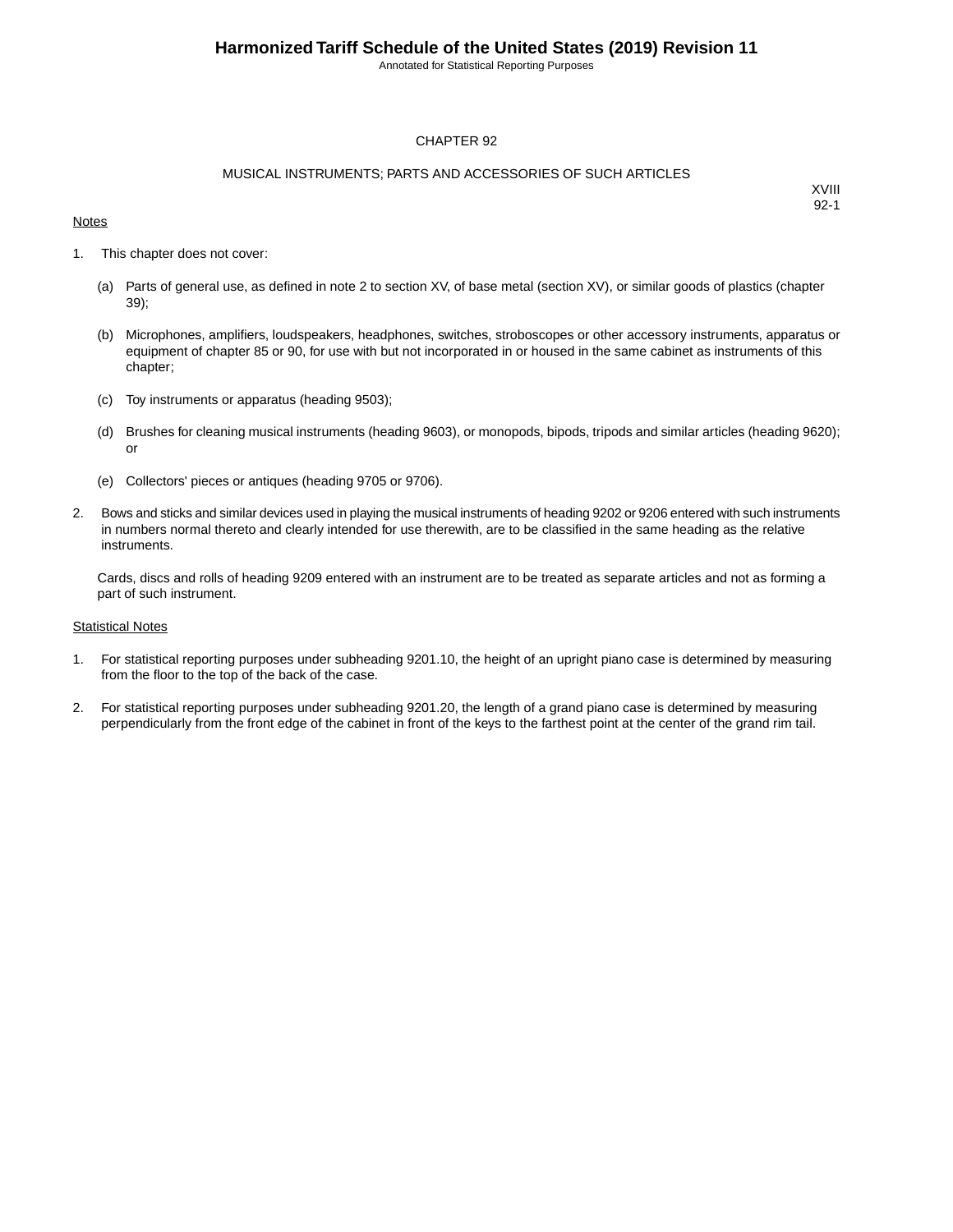# CHAPTER 92

## MUSICAL INSTRUMENTS; PARTS AND ACCESSORIES OF SUCH ARTICLES

XVIII
92-1

Notes

1. This chapter does not cover:

   (a) Parts of general use, as defined in note 2 to section XV, of base metal (section XV), or similar goods of plastics (chapter 39);

   (b) Microphones, amplifiers, loudspeakers, headphones, switches, stroboscopes or other accessory instruments, apparatus or equipment of chapter 85 or 90, for use with but not incorporated in or housed in the same cabinet as instruments of this chapter;

   (c) Toy instruments or apparatus (heading 9503);

   (d) Brushes for cleaning musical instruments (heading 9603), or monopods, bipods, tripods and similar articles (heading 9620); or

   (e) Collectors' pieces or antiques (heading 9705 or 9706).

2. Bows and sticks and similar devices used in playing the musical instruments of heading 9202 or 9206 entered with such instruments in numbers normal thereto and clearly intended for use therewith, are to be classified in the same heading as the relative instruments.

   Cards, discs and rolls of heading 9209 entered with an instrument are to be treated as separate articles and not as forming a part of such instrument.

Statistical Notes

1. For statistical reporting purposes under subheading 9201.10, the height of an upright piano case is determined by measuring from the floor to the top of the back of the case.

2. For statistical reporting purposes under subheading 9201.20, the length of a grand piano case is determined by measuring perpendicularly from the front edge of the cabinet in front of the keys to the farthest point at the center of the grand rim tail.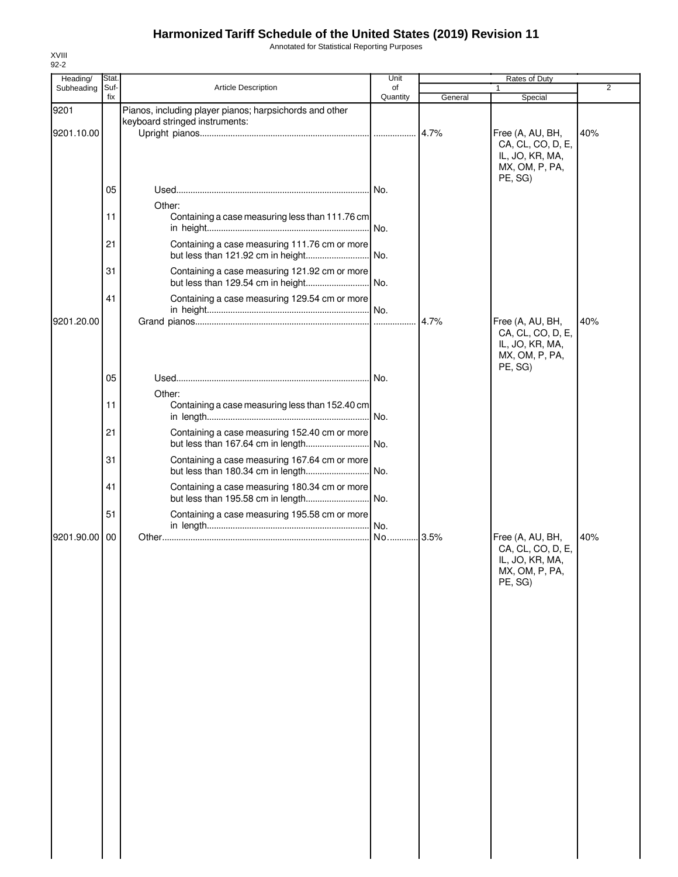# Harmonized Tariff Schedule of the United States (2019) Revision 11

Annotated for Statistical Reporting Purposes

XVIII
92-2

| Heading/ Subheading | Stat. Suf- fix | Article Description | Unit of Quantity | Rates of Duty | | |
|---|---|---|---|---|---|---|
| | | | | 1 | | 2 |
| | | | | General | Special | |
| 9201 | | Pianos, including player pianos; harpsichords and other keyboard stringed instruments: | | | | |
| 9201.10.00 | | Upright pianos | | 4.7% | Free (A, AU, BH, CA, CL, CO, D, E, IL, JO, KR, MA, MX, OM, P, PA, PE, SG) | 40% |
| | 05 | Used | No. | | | |
| | | Other: | | | | |
| | 11 | Containing a case measuring less than 111.76 cm in height | No. | | | |
| | 21 | Containing a case measuring 111.76 cm or more but less than 121.92 cm in height | No. | | | |
| | 31 | Containing a case measuring 121.92 cm or more but less than 129.54 cm in height | No. | | | |
| | 41 | Containing a case measuring 129.54 cm or more in height | No. | | | |
| 9201.20.00 | | Grand pianos | | 4.7% | Free (A, AU, BH, CA, CL, CO, D, E, IL, JO, KR, MA, MX, OM, P, PA, PE, SG) | 40% |
| | 05 | Used | No. | | | |
| | | Other: | | | | |
| | 11 | Containing a case measuring less than 152.40 cm in length | No. | | | |
| | 21 | Containing a case measuring 152.40 cm or more but less than 167.64 cm in length | No. | | | |
| | 31 | Containing a case measuring 167.64 cm or more but less than 180.34 cm in length | No. | | | |
| | 41 | Containing a case measuring 180.34 cm or more but less than 195.58 cm in length | No. | | | |
| | 51 | Containing a case measuring 195.58 cm or more in length | No. | | | |
| 9201.90.00 | 00 | Other | No. | 3.5% | Free (A, AU, BH, CA, CL, CO, D, E, IL, JO, KR, MA, MX, OM, P, PA, PE, SG) | 40% |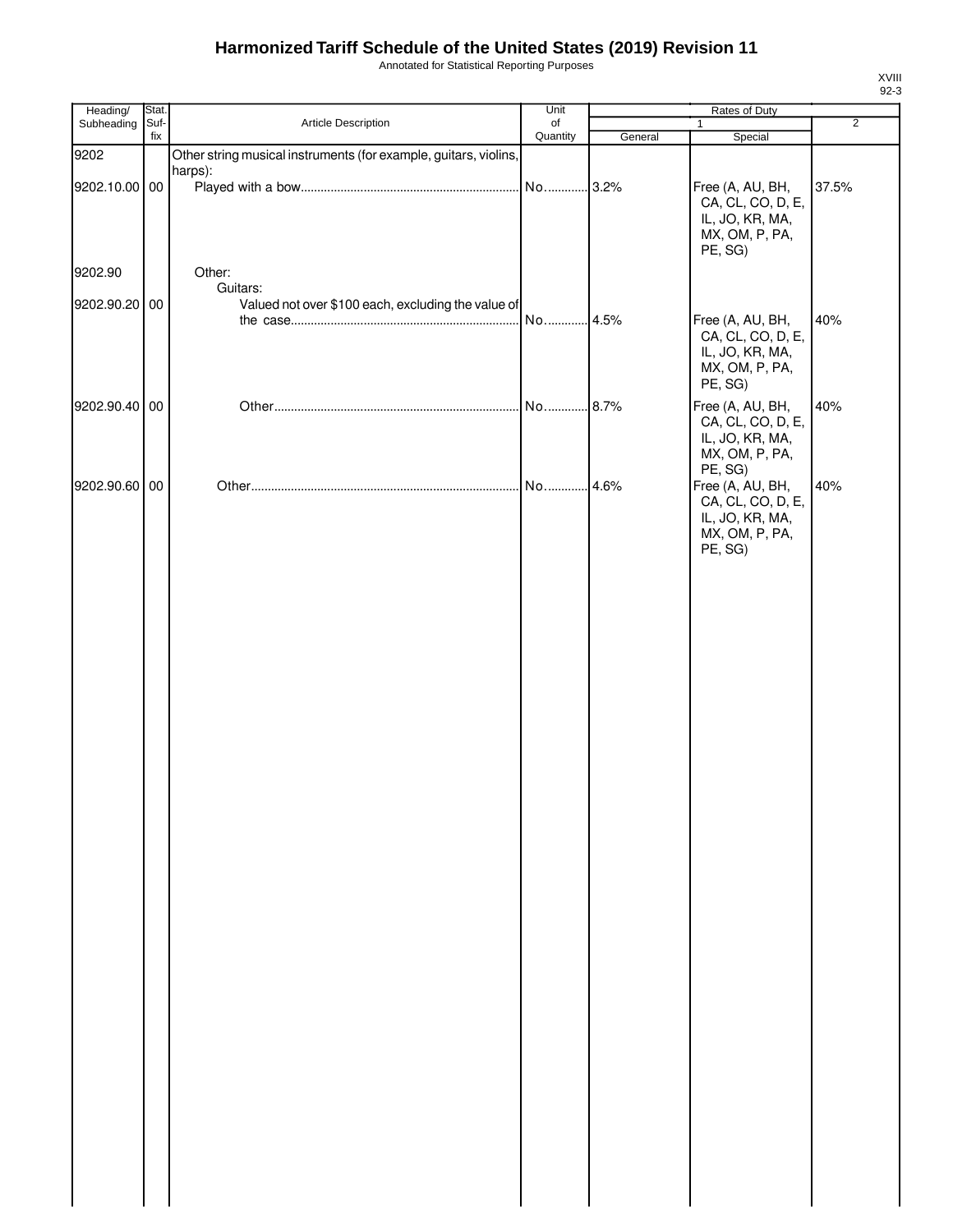# Harmonized Tariff Schedule of the United States (2019) Revision 11

Annotated for Statistical Reporting Purposes

| Heading/ Subheading | Stat. Suf- fix | Article Description | Unit of Quantity | Rates of Duty 1 General | Special | 2 |
|---|---|---|---|---|---|---|
| 9202 | | Other string musical instruments (for example, guitars, violins, harps): | | | | |
| 9202.10.00 | 00 | Played with a bow | No. | 3.2% | Free (A, AU, BH, CA, CL, CO, D, E, IL, JO, KR, MA, MX, OM, P, PA, PE, SG) | 37.5% |
| 9202.90 | | Other: | | | | |
| | | Guitars: | | | | |
| 9202.90.20 | 00 | Valued not over $100 each, excluding the value of the case | No. | 4.5% | Free (A, AU, BH, CA, CL, CO, D, E, IL, JO, KR, MA, MX, OM, P, PA, PE, SG) | 40% |
| 9202.90.40 | 00 | Other | No. | 8.7% | Free (A, AU, BH, CA, CL, CO, D, E, IL, JO, KR, MA, MX, OM, P, PA, PE, SG) | 40% |
| 9202.90.60 | 00 | Other | No. | 4.6% | Free (A, AU, BH, CA, CL, CO, D, E, IL, JO, KR, MA, MX, OM, P, PA, PE, SG) | 40% |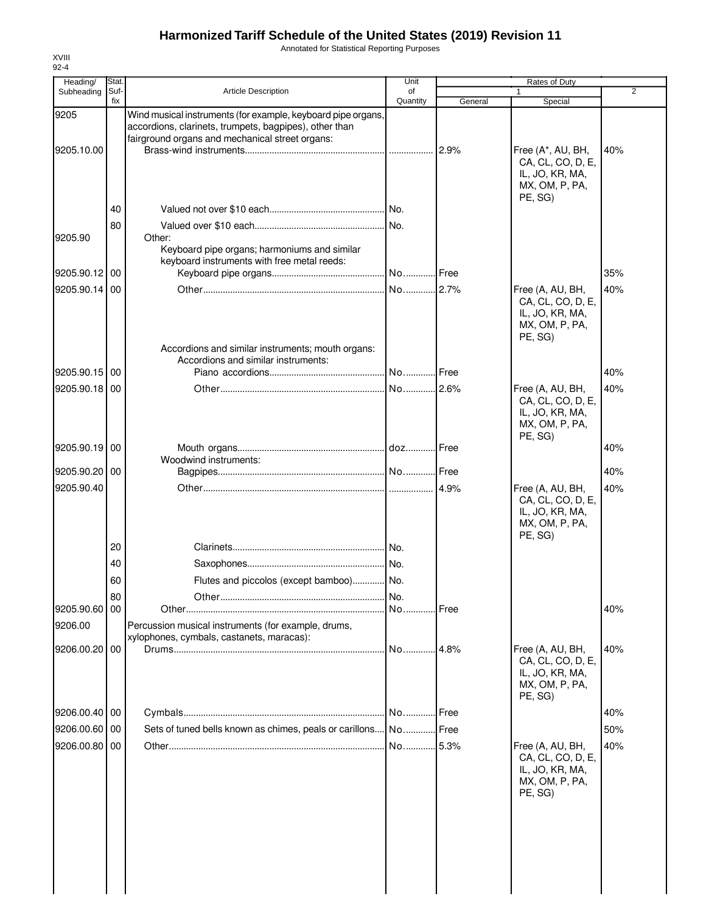# Harmonized Tariff Schedule of the United States (2019) Revision 11

Annotated for Statistical Reporting Purposes

XVIII
92-4

| Heading/ Subheading | Stat. Suf- fix | Article Description | Unit of Quantity | Rates of Duty | | |
|---|---|---|---|---|---|---|
| | | | | 1 | | 2 |
| | | | | General | Special | |
| 9205 | | Wind musical instruments (for example, keyboard pipe organs, accordions, clarinets, trumpets, bagpipes), other than fairground organs and mechanical street organs: | | | | |
| 9205.10.00 | | Brass-wind instruments | | 2.9% | Free (A*, AU, BH, CA, CL, CO, D, E, IL, JO, KR, MA, MX, OM, P, PA, PE, SG) | 40% |
| | 40 | Valued not over $10 each | No. | | | |
| | 80 | Valued over $10 each | No. | | | |
| 9205.90 | | Other: | | | | |
| | | Keyboard pipe organs; harmoniums and similar keyboard instruments with free metal reeds: | | | | |
| 9205.90.12 | 00 | Keyboard pipe organs | No. | Free | | 35% |
| 9205.90.14 | 00 | Other | No. | 2.7% | Free (A, AU, BH, CA, CL, CO, D, E, IL, JO, KR, MA, MX, OM, P, PA, PE, SG) | 40% |
| | | Accordions and similar instruments; mouth organs: | | | | |
| | | Accordions and similar instruments: | | | | |
| 9205.90.15 | 00 | Piano accordions | No. | Free | | 40% |
| 9205.90.18 | 00 | Other | No. | 2.6% | Free (A, AU, BH, CA, CL, CO, D, E, IL, JO, KR, MA, MX, OM, P, PA, PE, SG) | 40% |
| 9205.90.19 | 00 | Mouth organs | doz. | Free | | 40% |
| | | Woodwind instruments: | | | | |
| 9205.90.20 | 00 | Bagpipes | No. | Free | | 40% |
| 9205.90.40 | | Other | | 4.9% | Free (A, AU, BH, CA, CL, CO, D, E, IL, JO, KR, MA, MX, OM, P, PA, PE, SG) | 40% |
| | 20 | Clarinets | No. | | | |
| | 40 | Saxophones | No. | | | |
| | 60 | Flutes and piccolos (except bamboo) | No. | | | |
| | 80 | Other | No. | | | |
| 9205.90.60 | 00 | Other | No. | Free | | 40% |
| 9206.00 | | Percussion musical instruments (for example, drums, xylophones, cymbals, castanets, maracas): | | | | |
| 9206.00.20 | 00 | Drums | No. | 4.8% | Free (A, AU, BH, CA, CL, CO, D, E, IL, JO, KR, MA, MX, OM, P, PA, PE, SG) | 40% |
| 9206.00.40 | 00 | Cymbals | No. | Free | | 40% |
| 9206.00.60 | 00 | Sets of tuned bells known as chimes, peals or carillons | No. | Free | | 50% |
| 9206.00.80 | 00 | Other | No. | 5.3% | Free (A, AU, BH, CA, CL, CO, D, E, IL, JO, KR, MA, MX, OM, P, PA, PE, SG) | 40% |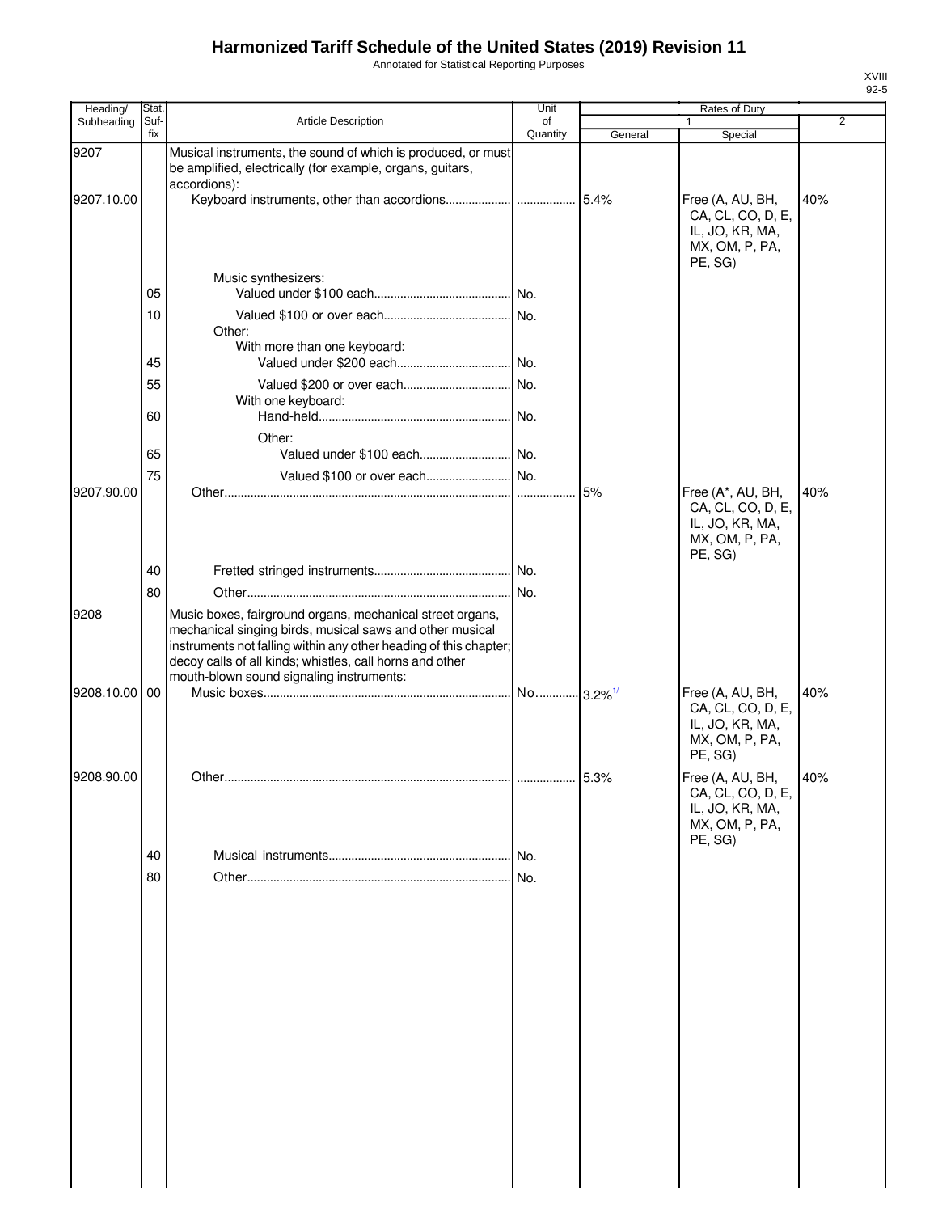# Harmonized Tariff Schedule of the United States (2019) Revision 11

Annotated for Statistical Reporting Purposes

XVIII
92-5

| Heading/ Subheading | Stat. Suf- fix | Article Description | Unit of Quantity | Rates of Duty 1 General | Special | 2 |
|---|---|---|---|---|---|---|
| 9207 | | Musical instruments, the sound of which is produced, or must be amplified, electrically (for example, organs, guitars, accordions): | | | | |
| 9207.10.00 | | Keyboard instruments, other than accordions | | 5.4% | Free (A, AU, BH, CA, CL, CO, D, E, IL, JO, KR, MA, MX, OM, P, PA, PE, SG) | 40% |
| | | Music synthesizers: | | | | |
| | 05 | Valued under $100 each | No. | | | |
| | 10 | Valued $100 or over each | No. | | | |
| | | Other: | | | | |
| | | With more than one keyboard: | | | | |
| | 45 | Valued under $200 each | No. | | | |
| | 55 | Valued $200 or over each | No. | | | |
| | | With one keyboard: | | | | |
| | 60 | Hand-held | No. | | | |
| | | Other: | | | | |
| | 65 | Valued under $100 each | No. | | | |
| | 75 | Valued $100 or over each | No. | | | |
| 9207.90.00 | | Other | | 5% | Free (A*, AU, BH, CA, CL, CO, D, E, IL, JO, KR, MA, MX, OM, P, PA, PE, SG) | 40% |
| | 40 | Fretted stringed instruments | No. | | | |
| | 80 | Other | No. | | | |
| 9208 | | Music boxes, fairground organs, mechanical street organs, mechanical singing birds, musical saws and other musical instruments not falling within any other heading of this chapter; decoy calls of all kinds; whistles, call horns and other mouth-blown sound signaling instruments: | | | | |
| 9208.10.00 | 00 | Music boxes | No. | 3.2%[1/] | Free (A, AU, BH, CA, CL, CO, D, E, IL, JO, KR, MA, MX, OM, P, PA, PE, SG) | 40% |
| 9208.90.00 | | Other | | 5.3% | Free (A, AU, BH, CA, CL, CO, D, E, IL, JO, KR, MA, MX, OM, P, PA, PE, SG) | 40% |
| | 40 | Musical instruments | No. | | | |
| | 80 | Other | No. | | | |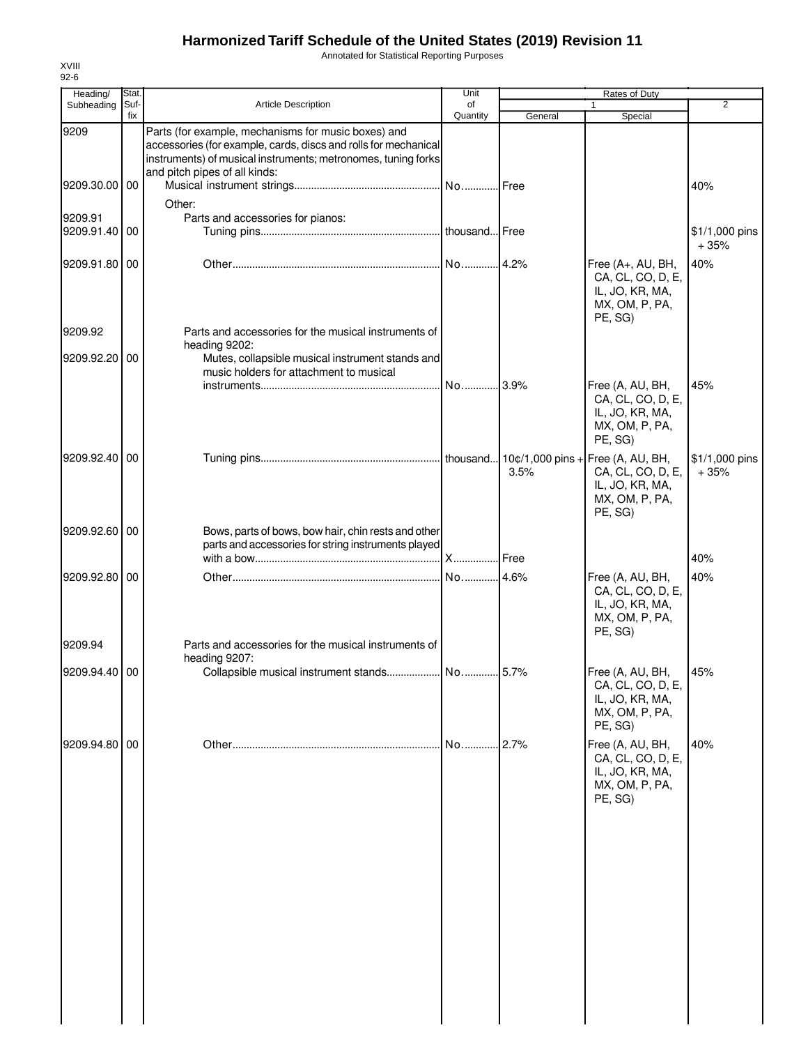# Harmonized Tariff Schedule of the United States (2019) Revision 11

Annotated for Statistical Reporting Purposes

XVIII
92-6

| Heading/ Subheading | Stat. Suf- fix | Article Description | Unit of Quantity | Rates of Duty | | |
|---|---|---|---|---|---|---|
| | | | | 1 | | 2 |
| | | | | General | Special | |
| 9209 | | Parts (for example, mechanisms for music boxes) and accessories (for example, cards, discs and rolls for mechanical instruments) of musical instruments; metronomes, tuning forks and pitch pipes of all kinds: | | | | |
| 9209.30.00 | 00 | Musical instrument strings | No. | Free | | 40% |
| | | Other: | | | | |
| 9209.91 | | Parts and accessories for pianos: | | | | |
| 9209.91.40 | 00 | Tuning pins | thousand | Free | | $1/1,000 pins + 35% |
| 9209.91.80 | 00 | Other | No. | 4.2% | Free (A+, AU, BH, CA, CL, CO, D, E, IL, JO, KR, MA, MX, OM, P, PA, PE, SG) | 40% |
| 9209.92 | | Parts and accessories for the musical instruments of heading 9202: | | | | |
| 9209.92.20 | 00 | Mutes, collapsible musical instrument stands and music holders for attachment to musical instruments | No. | 3.9% | Free (A, AU, BH, CA, CL, CO, D, E, IL, JO, KR, MA, MX, OM, P, PA, PE, SG) | 45% |
| 9209.92.40 | 00 | Tuning pins | thousand | 10¢/1,000 pins + 3.5% | Free (A, AU, BH, CA, CL, CO, D, E, IL, JO, KR, MA, MX, OM, P, PA, PE, SG) | $1/1,000 pins + 35% |
| 9209.92.60 | 00 | Bows, parts of bows, bow hair, chin rests and other parts and accessories for string instruments played with a bow | X | Free | | 40% |
| 9209.92.80 | 00 | Other | No. | 4.6% | Free (A, AU, BH, CA, CL, CO, D, E, IL, JO, KR, MA, MX, OM, P, PA, PE, SG) | 40% |
| 9209.94 | | Parts and accessories for the musical instruments of heading 9207: | | | | |
| 9209.94.40 | 00 | Collapsible musical instrument stands | No. | 5.7% | Free (A, AU, BH, CA, CL, CO, D, E, IL, JO, KR, MA, MX, OM, P, PA, PE, SG) | 45% |
| 9209.94.80 | 00 | Other | No. | 2.7% | Free (A, AU, BH, CA, CL, CO, D, E, IL, JO, KR, MA, MX, OM, P, PA, PE, SG) | 40% |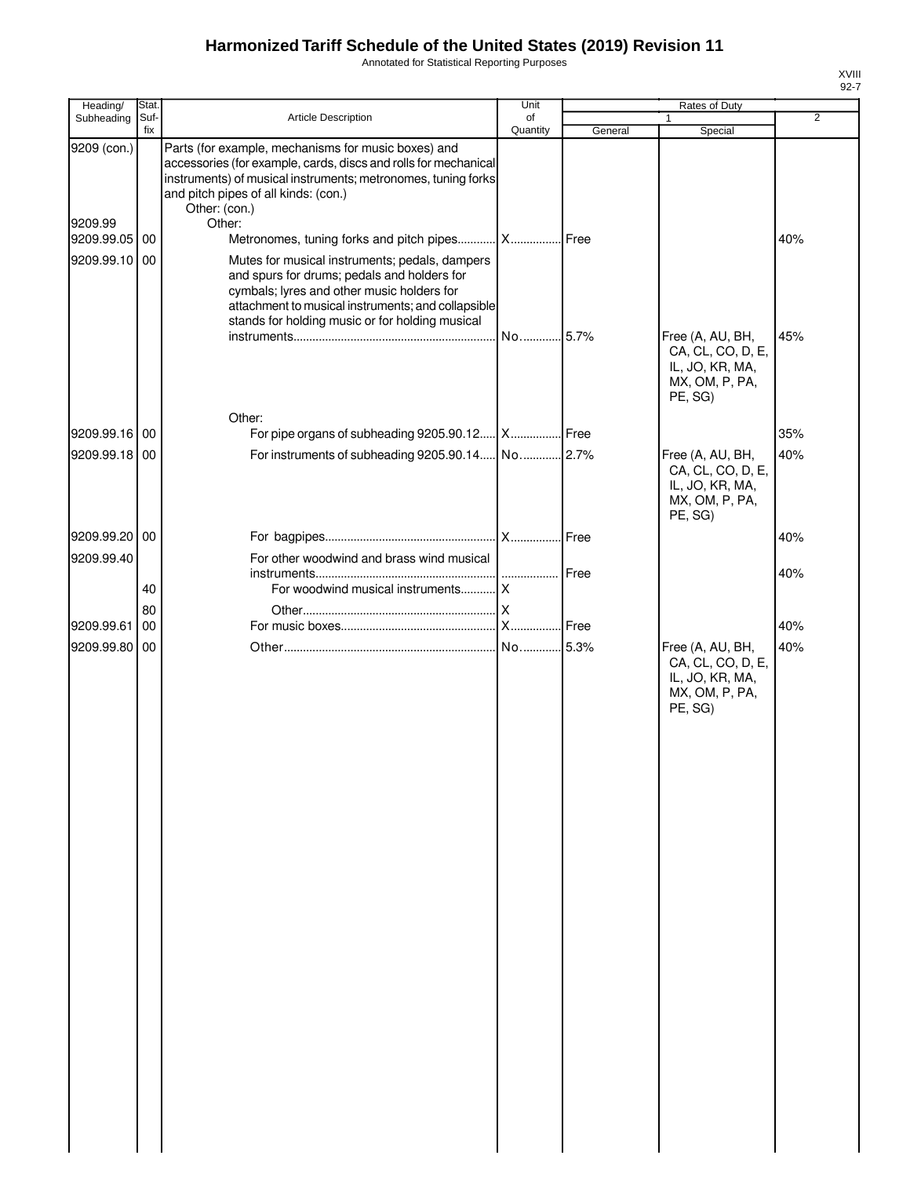# Harmonized Tariff Schedule of the United States (2019) Revision 11

Annotated for Statistical Reporting Purposes

XVIII
92-7

| Heading/ Subheading | Stat. Suf- fix | Article Description | Unit of Quantity | Rates of Duty | | |
|---|---|---|---|---|---|---|
| | | | | 1 | | 2 |
| | | | | General | Special | |
| 9209 (con.) | | Parts (for example, mechanisms for music boxes) and accessories (for example, cards, discs and rolls for mechanical instruments) of musical instruments; metronomes, tuning forks and pitch pipes of all kinds: (con.) | | | | |
| | | Other: (con.) | | | | |
| 9209.99 | | Other: | | | | |
| 9209.99.05 | 00 | Metronomes, tuning forks and pitch pipes | X | Free | | 40% |
| 9209.99.10 | 00 | Mutes for musical instruments; pedals, dampers and spurs for drums; pedals and holders for cymbals; lyres and other music holders for attachment to musical instruments; and collapsible stands for holding music or for holding musical instruments | No. | 5.7% | Free (A, AU, BH, CA, CL, CO, D, E, IL, JO, KR, MA, MX, OM, P, PA, PE, SG) | 45% |
| | | Other: | | | | |
| 9209.99.16 | 00 | For pipe organs of subheading 9205.90.12 | X | Free | | 35% |
| 9209.99.18 | 00 | For instruments of subheading 9205.90.14 | No. | 2.7% | Free (A, AU, BH, CA, CL, CO, D, E, IL, JO, KR, MA, MX, OM, P, PA, PE, SG) | 40% |
| 9209.99.20 | 00 | For bagpipes | X | Free | | 40% |
| 9209.99.40 | | For other woodwind and brass wind musical instruments | | Free | | 40% |
| | 40 | For woodwind musical instruments | X | | | |
| | 80 | Other | X | | | |
| 9209.99.61 | 00 | For music boxes | X | Free | | 40% |
| 9209.99.80 | 00 | Other | No. | 5.3% | Free (A, AU, BH, CA, CL, CO, D, E, IL, JO, KR, MA, MX, OM, P, PA, PE, SG) | 40% |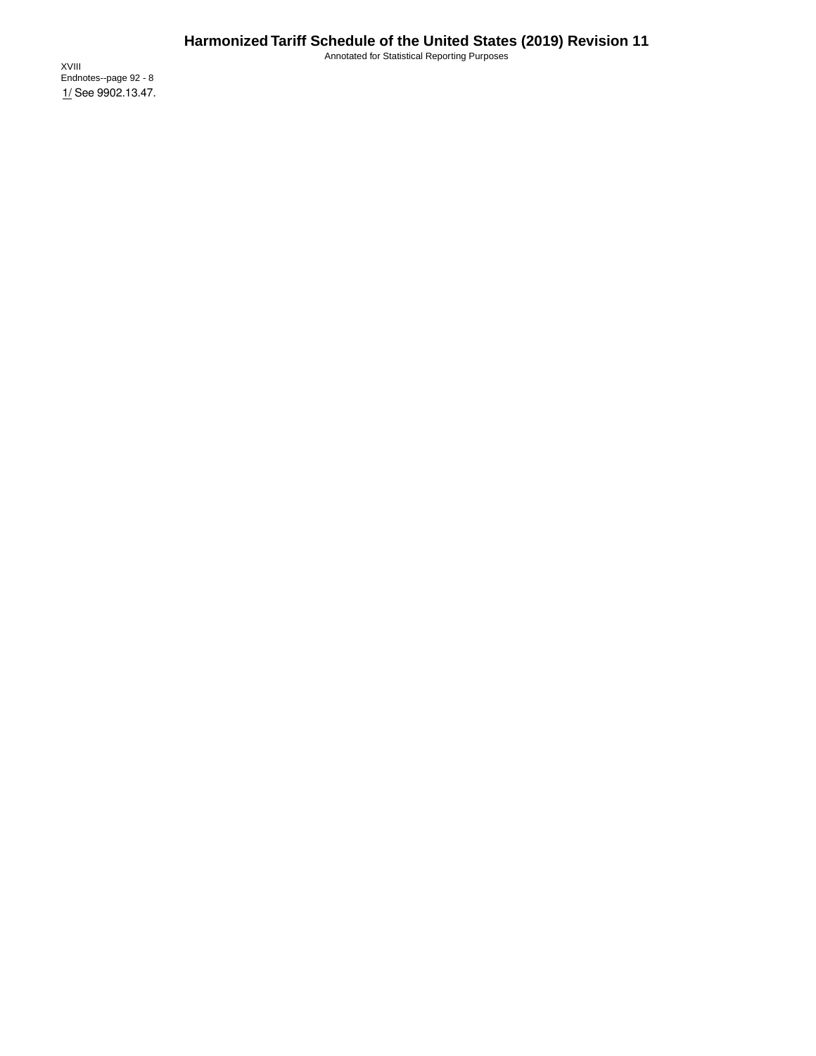1/ See 9902.13.47.